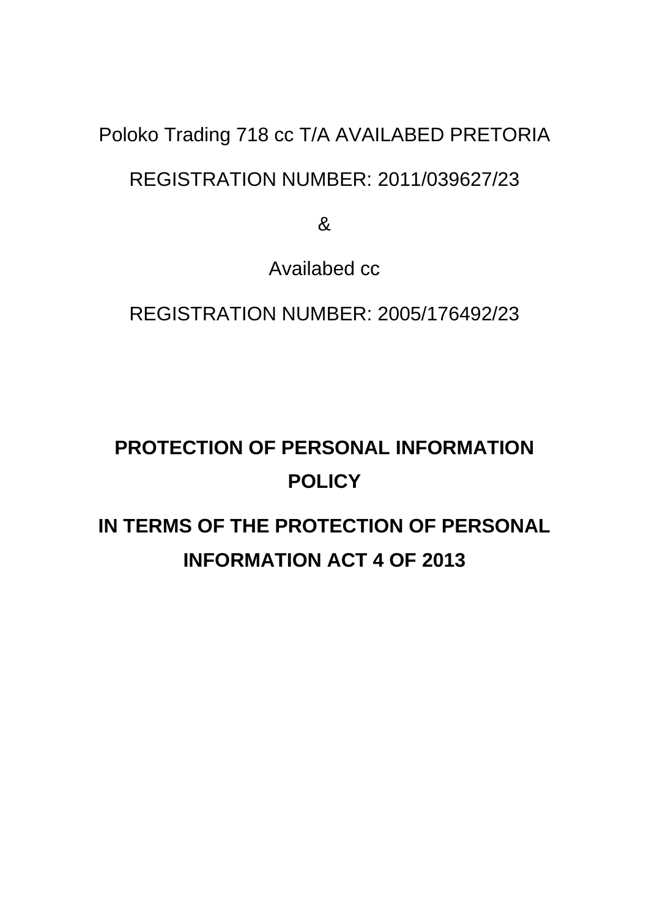Poloko Trading 718 cc T/A AVAILABED PRETORIA

REGISTRATION NUMBER: 2011/039627/23

&

Availabed cc

REGISTRATION NUMBER: 2005/176492/23

# PROTECTION OF PERSONAL INFORMATION POLICY

# IN TERMS OF THE PROTECTION OF PERSONAL INFORMATION ACT 4 OF 2013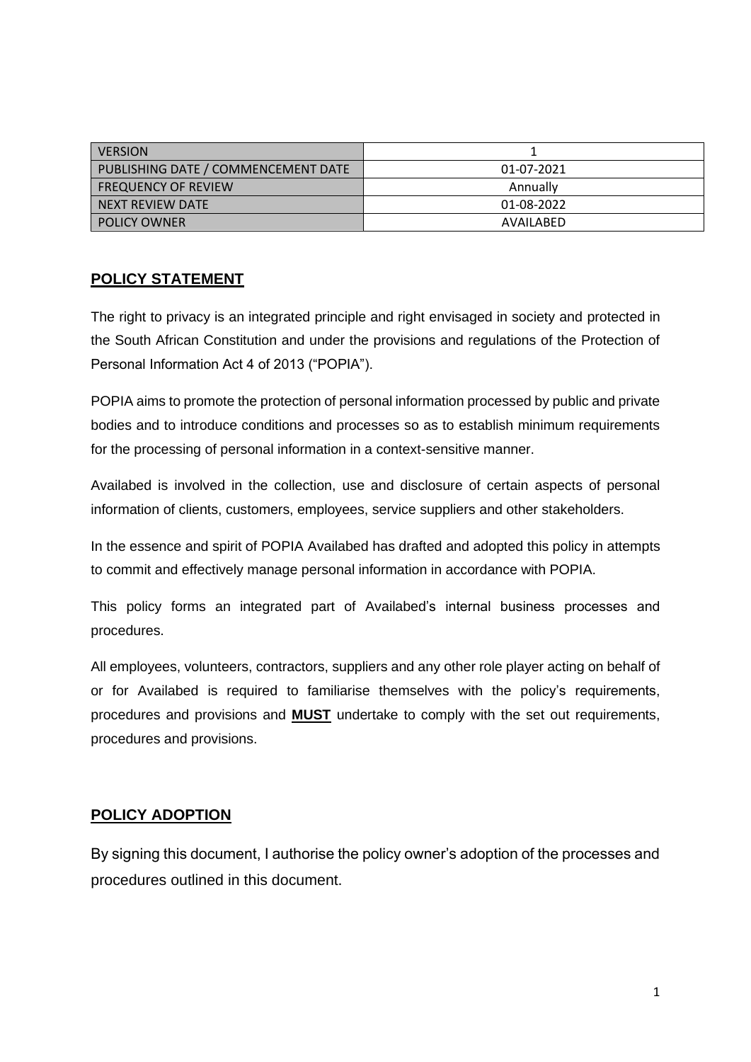| VERSION | 1 |
| --- | --- |
| PUBLISHING DATE / COMMENCEMENT DATE | 01-07-2021 |
| FREQUENCY OF REVIEW | Annually |
| NEXT REVIEW DATE | 01-08-2022 |
| POLICY OWNER | AVAILABED |

## POLICY STATEMENT

The right to privacy is an integrated principle and right envisaged in society and protected in the South African Constitution and under the provisions and regulations of the Protection of Personal Information Act 4 of 2013 ("POPIA").

POPIA aims to promote the protection of personal information processed by public and private bodies and to introduce conditions and processes so as to establish minimum requirements for the processing of personal information in a context-sensitive manner.

Availabed is involved in the collection, use and disclosure of certain aspects of personal information of clients, customers, employees, service suppliers and other stakeholders.

In the essence and spirit of POPIA Availabed has drafted and adopted this policy in attempts to commit and effectively manage personal information in accordance with POPIA.

This policy forms an integrated part of Availabed's internal business processes and procedures.

All employees, volunteers, contractors, suppliers and any other role player acting on behalf of or for Availabed is required to familiarise themselves with the policy's requirements, procedures and provisions and **MUST** undertake to comply with the set out requirements, procedures and provisions.

## POLICY ADOPTION

By signing this document, I authorise the policy owner's adoption of the processes and procedures outlined in this document.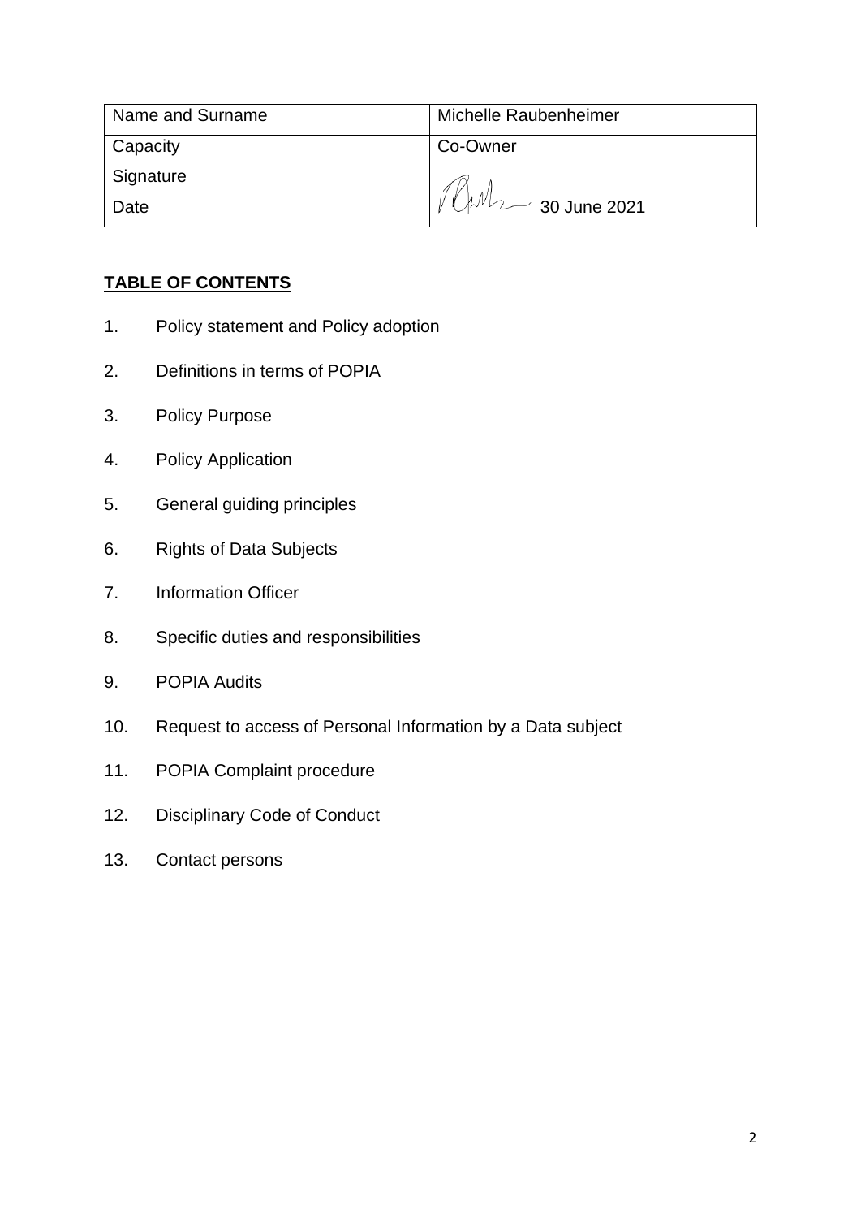| Name and Surname | Michelle Raubenheimer |
| --- | --- |
| Capacity | Co-Owner |
| Signature | |
| Date | 30 June 2021 |

## TABLE OF CONTENTS

1. Policy statement and Policy adoption
2. Definitions in terms of POPIA
3. Policy Purpose
4. Policy Application
5. General guiding principles
6. Rights of Data Subjects
7. Information Officer
8. Specific duties and responsibilities
9. POPIA Audits
10. Request to access of Personal Information by a Data subject
11. POPIA Complaint procedure
12. Disciplinary Code of Conduct
13. Contact persons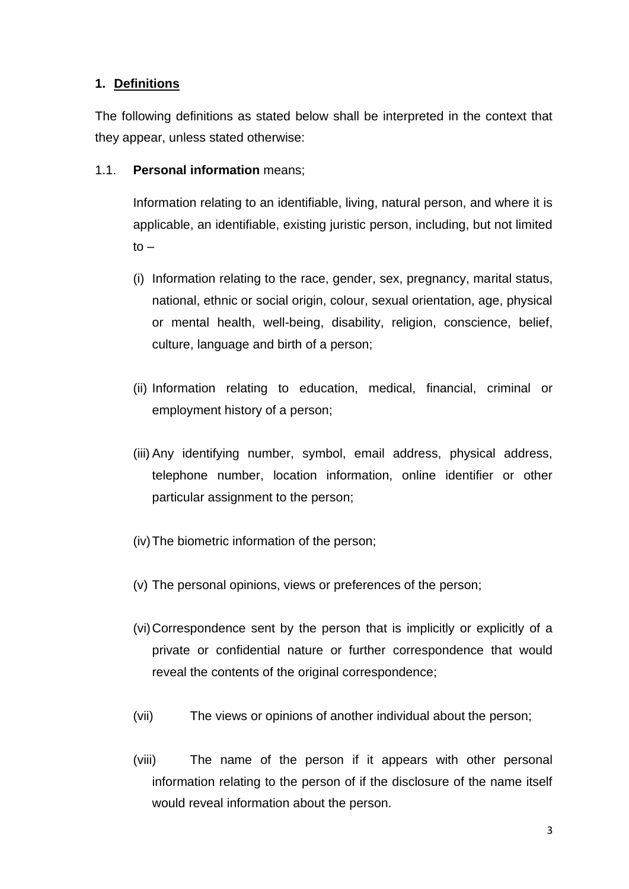## 1. Definitions

The following definitions as stated below shall be interpreted in the context that they appear, unless stated otherwise:

1.1. **Personal information** means;

Information relating to an identifiable, living, natural person, and where it is applicable, an identifiable, existing juristic person, including, but not limited to –

(i) Information relating to the race, gender, sex, pregnancy, marital status, national, ethnic or social origin, colour, sexual orientation, age, physical or mental health, well-being, disability, religion, conscience, belief, culture, language and birth of a person;

(ii) Information relating to education, medical, financial, criminal or employment history of a person;

(iii) Any identifying number, symbol, email address, physical address, telephone number, location information, online identifier or other particular assignment to the person;

(iv) The biometric information of the person;

(v) The personal opinions, views or preferences of the person;

(vi) Correspondence sent by the person that is implicitly or explicitly of a private or confidential nature or further correspondence that would reveal the contents of the original correspondence;

(vii) The views or opinions of another individual about the person;

(viii) The name of the person if it appears with other personal information relating to the person of if the disclosure of the name itself would reveal information about the person.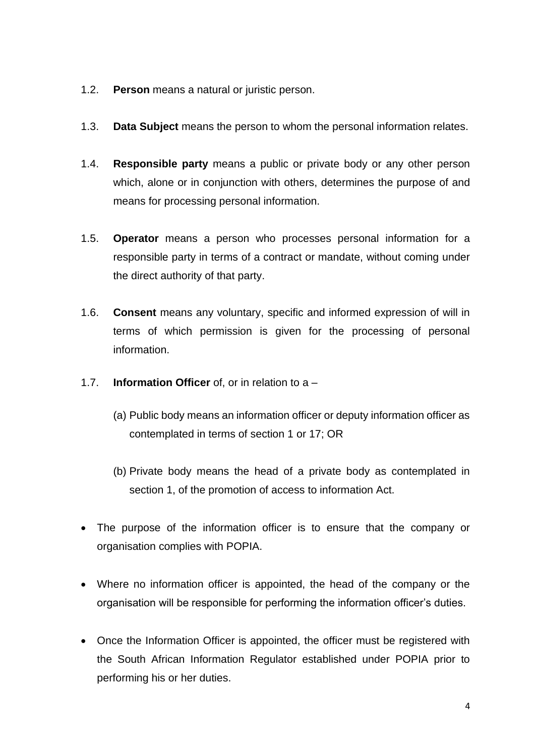1.2. **Person** means a natural or juristic person.

1.3. **Data Subject** means the person to whom the personal information relates.

1.4. **Responsible party** means a public or private body or any other person which, alone or in conjunction with others, determines the purpose of and means for processing personal information.

1.5. **Operator** means a person who processes personal information for a responsible party in terms of a contract or mandate, without coming under the direct authority of that party.

1.6. **Consent** means any voluntary, specific and informed expression of will in terms of which permission is given for the processing of personal information.

1.7. **Information Officer** of, or in relation to a –

   (a) Public body means an information officer or deputy information officer as contemplated in terms of section 1 or 17; OR

   (b) Private body means the head of a private body as contemplated in section 1, of the promotion of access to information Act.

- The purpose of the information officer is to ensure that the company or organisation complies with POPIA.

- Where no information officer is appointed, the head of the company or the organisation will be responsible for performing the information officer's duties.

- Once the Information Officer is appointed, the officer must be registered with the South African Information Regulator established under POPIA prior to performing his or her duties.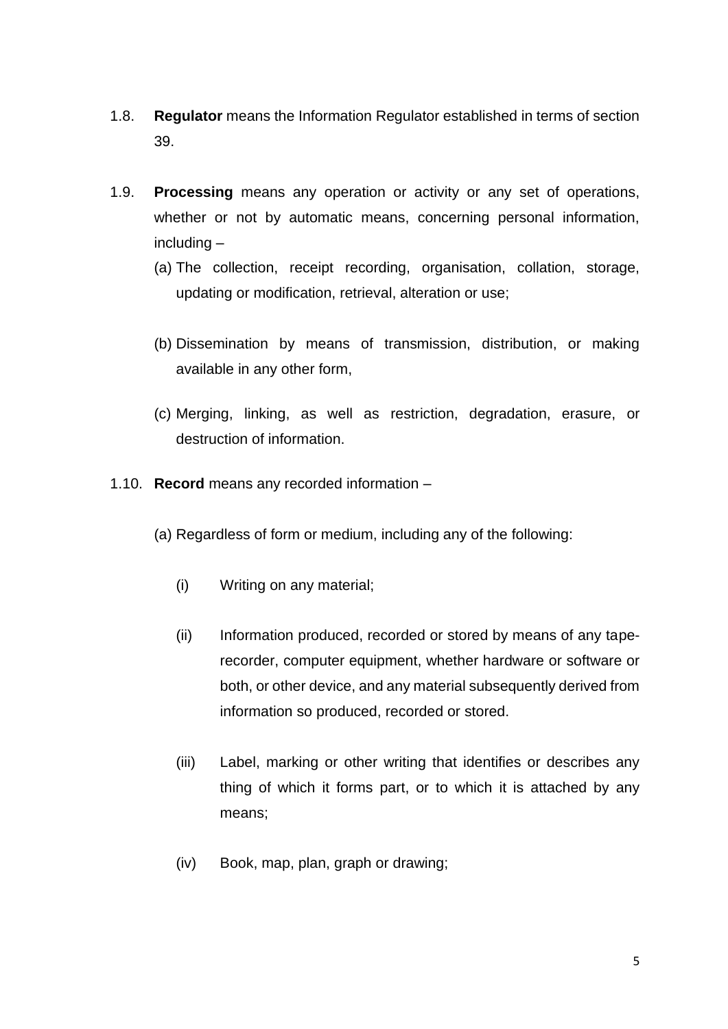1.8. **Regulator** means the Information Regulator established in terms of section 39.

1.9. **Processing** means any operation or activity or any set of operations, whether or not by automatic means, concerning personal information, including –

(a) The collection, receipt recording, organisation, collation, storage, updating or modification, retrieval, alteration or use;

(b) Dissemination by means of transmission, distribution, or making available in any other form,

(c) Merging, linking, as well as restriction, degradation, erasure, or destruction of information.

1.10. **Record** means any recorded information –

(a) Regardless of form or medium, including any of the following:

(i) Writing on any material;

(ii) Information produced, recorded or stored by means of any tape-recorder, computer equipment, whether hardware or software or both, or other device, and any material subsequently derived from information so produced, recorded or stored.

(iii) Label, marking or other writing that identifies or describes any thing of which it forms part, or to which it is attached by any means;

(iv) Book, map, plan, graph or drawing;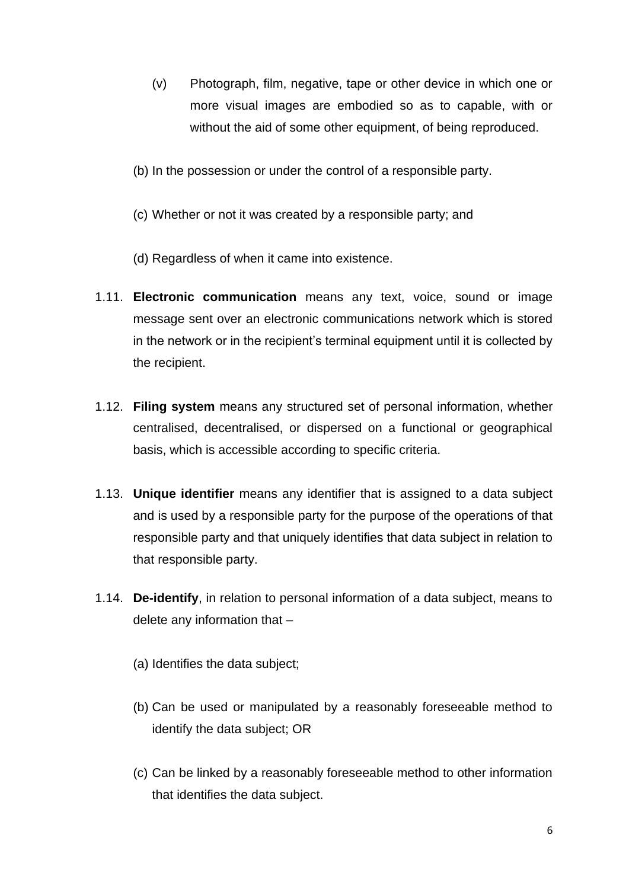(v) Photograph, film, negative, tape or other device in which one or more visual images are embodied so as to capable, with or without the aid of some other equipment, of being reproduced.

(b) In the possession or under the control of a responsible party.

(c) Whether or not it was created by a responsible party; and

(d) Regardless of when it came into existence.

1.11. **Electronic communication** means any text, voice, sound or image message sent over an electronic communications network which is stored in the network or in the recipient's terminal equipment until it is collected by the recipient.

1.12. **Filing system** means any structured set of personal information, whether centralised, decentralised, or dispersed on a functional or geographical basis, which is accessible according to specific criteria.

1.13. **Unique identifier** means any identifier that is assigned to a data subject and is used by a responsible party for the purpose of the operations of that responsible party and that uniquely identifies that data subject in relation to that responsible party.

1.14. **De-identify**, in relation to personal information of a data subject, means to delete any information that –

(a) Identifies the data subject;

(b) Can be used or manipulated by a reasonably foreseeable method to identify the data subject; OR

(c) Can be linked by a reasonably foreseeable method to other information that identifies the data subject.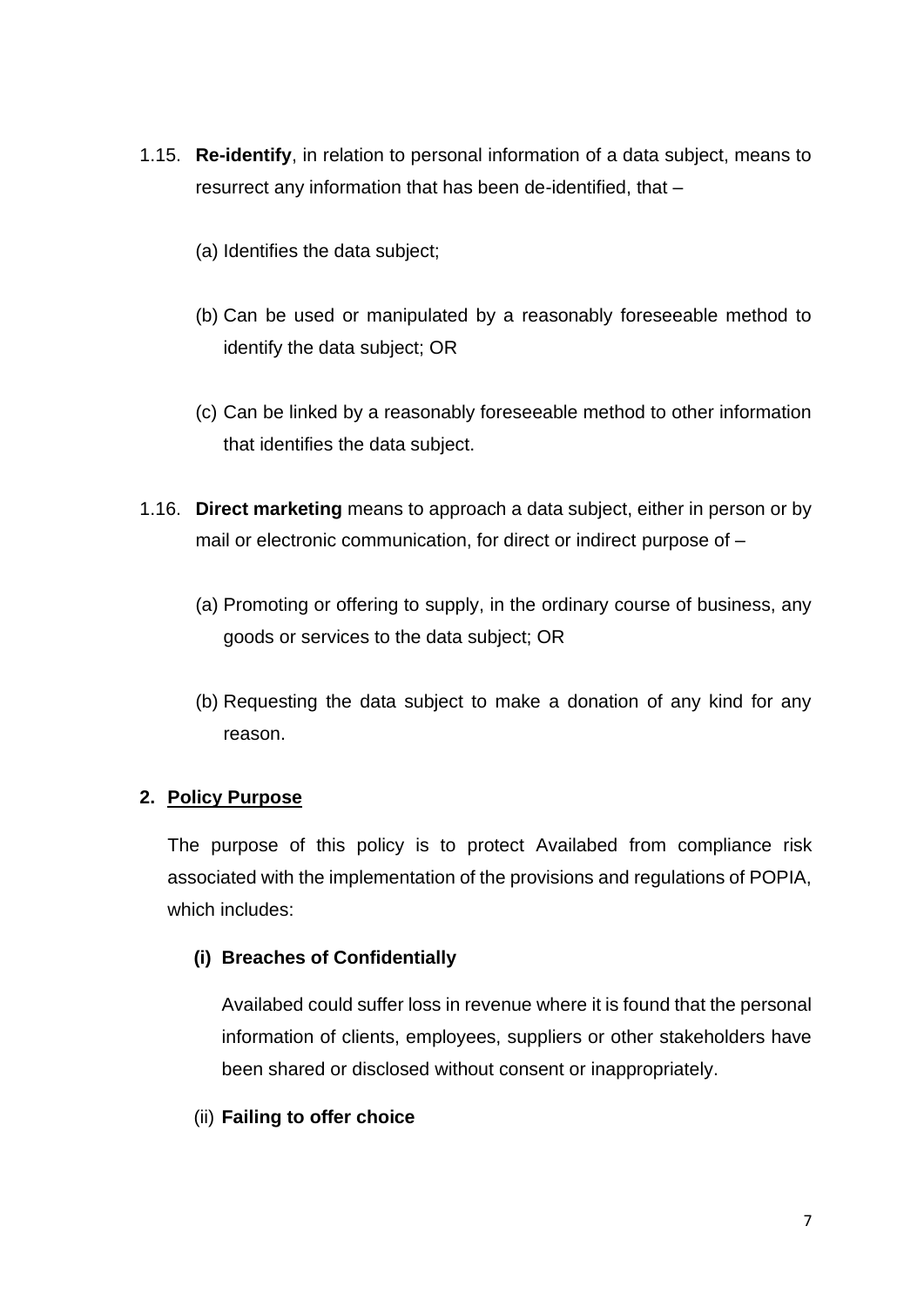1.15. **Re-identify**, in relation to personal information of a data subject, means to resurrect any information that has been de-identified, that –

(a) Identifies the data subject;

(b) Can be used or manipulated by a reasonably foreseeable method to identify the data subject; OR

(c) Can be linked by a reasonably foreseeable method to other information that identifies the data subject.

1.16. **Direct marketing** means to approach a data subject, either in person or by mail or electronic communication, for direct or indirect purpose of –

(a) Promoting or offering to supply, in the ordinary course of business, any goods or services to the data subject; OR

(b) Requesting the data subject to make a donation of any kind for any reason.

## 2. Policy Purpose

The purpose of this policy is to protect Availabed from compliance risk associated with the implementation of the provisions and regulations of POPIA, which includes:

**(i) Breaches of Confidentially**

Availabed could suffer loss in revenue where it is found that the personal information of clients, employees, suppliers or other stakeholders have been shared or disclosed without consent or inappropriately.

(ii) **Failing to offer choice**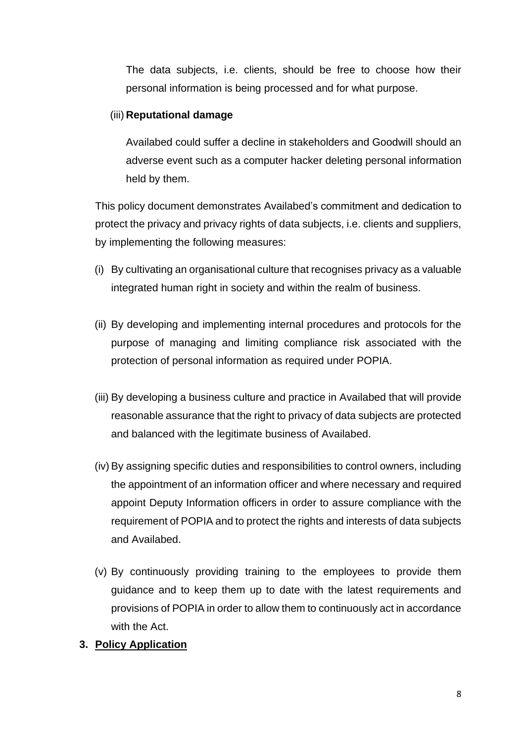The data subjects, i.e. clients, should be free to choose how their personal information is being processed and for what purpose.

(iii) **Reputational damage**

Availabed could suffer a decline in stakeholders and Goodwill should an adverse event such as a computer hacker deleting personal information held by them.

This policy document demonstrates Availabed's commitment and dedication to protect the privacy and privacy rights of data subjects, i.e. clients and suppliers, by implementing the following measures:

(i) By cultivating an organisational culture that recognises privacy as a valuable integrated human right in society and within the realm of business.

(ii) By developing and implementing internal procedures and protocols for the purpose of managing and limiting compliance risk associated with the protection of personal information as required under POPIA.

(iii) By developing a business culture and practice in Availabed that will provide reasonable assurance that the right to privacy of data subjects are protected and balanced with the legitimate business of Availabed.

(iv) By assigning specific duties and responsibilities to control owners, including the appointment of an information officer and where necessary and required appoint Deputy Information officers in order to assure compliance with the requirement of POPIA and to protect the rights and interests of data subjects and Availabed.

(v) By continuously providing training to the employees to provide them guidance and to keep them up to date with the latest requirements and provisions of POPIA in order to allow them to continuously act in accordance with the Act.

## 3. Policy Application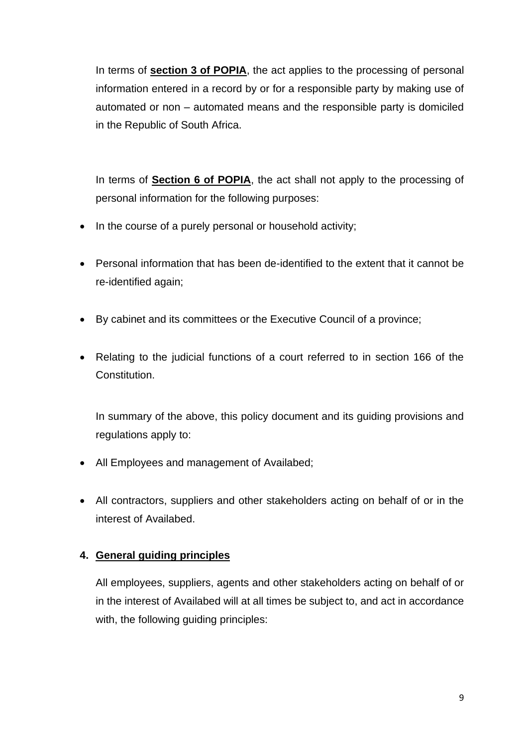In terms of **section 3 of POPIA**, the act applies to the processing of personal information entered in a record by or for a responsible party by making use of automated or non – automated means and the responsible party is domiciled in the Republic of South Africa.

In terms of **Section 6 of POPIA**, the act shall not apply to the processing of personal information for the following purposes:

- In the course of a purely personal or household activity;
- Personal information that has been de-identified to the extent that it cannot be re-identified again;
- By cabinet and its committees or the Executive Council of a province;
- Relating to the judicial functions of a court referred to in section 166 of the Constitution.

In summary of the above, this policy document and its guiding provisions and regulations apply to:

- All Employees and management of Availabed;
- All contractors, suppliers and other stakeholders acting on behalf of or in the interest of Availabed.

## 4. General guiding principles

All employees, suppliers, agents and other stakeholders acting on behalf of or in the interest of Availabed will at all times be subject to, and act in accordance with, the following guiding principles: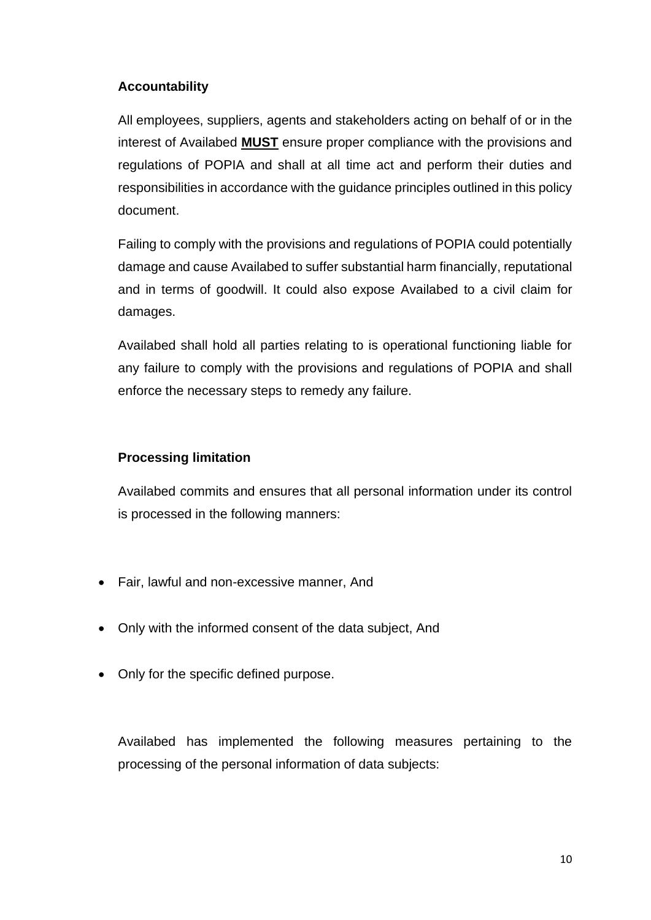**Accountability**

All employees, suppliers, agents and stakeholders acting on behalf of or in the interest of Availabed **MUST** ensure proper compliance with the provisions and regulations of POPIA and shall at all time act and perform their duties and responsibilities in accordance with the guidance principles outlined in this policy document.

Failing to comply with the provisions and regulations of POPIA could potentially damage and cause Availabed to suffer substantial harm financially, reputational and in terms of goodwill. It could also expose Availabed to a civil claim for damages.

Availabed shall hold all parties relating to is operational functioning liable for any failure to comply with the provisions and regulations of POPIA and shall enforce the necessary steps to remedy any failure.

**Processing limitation**

Availabed commits and ensures that all personal information under its control is processed in the following manners:

- Fair, lawful and non-excessive manner, And
- Only with the informed consent of the data subject, And
- Only for the specific defined purpose.

Availabed has implemented the following measures pertaining to the processing of the personal information of data subjects: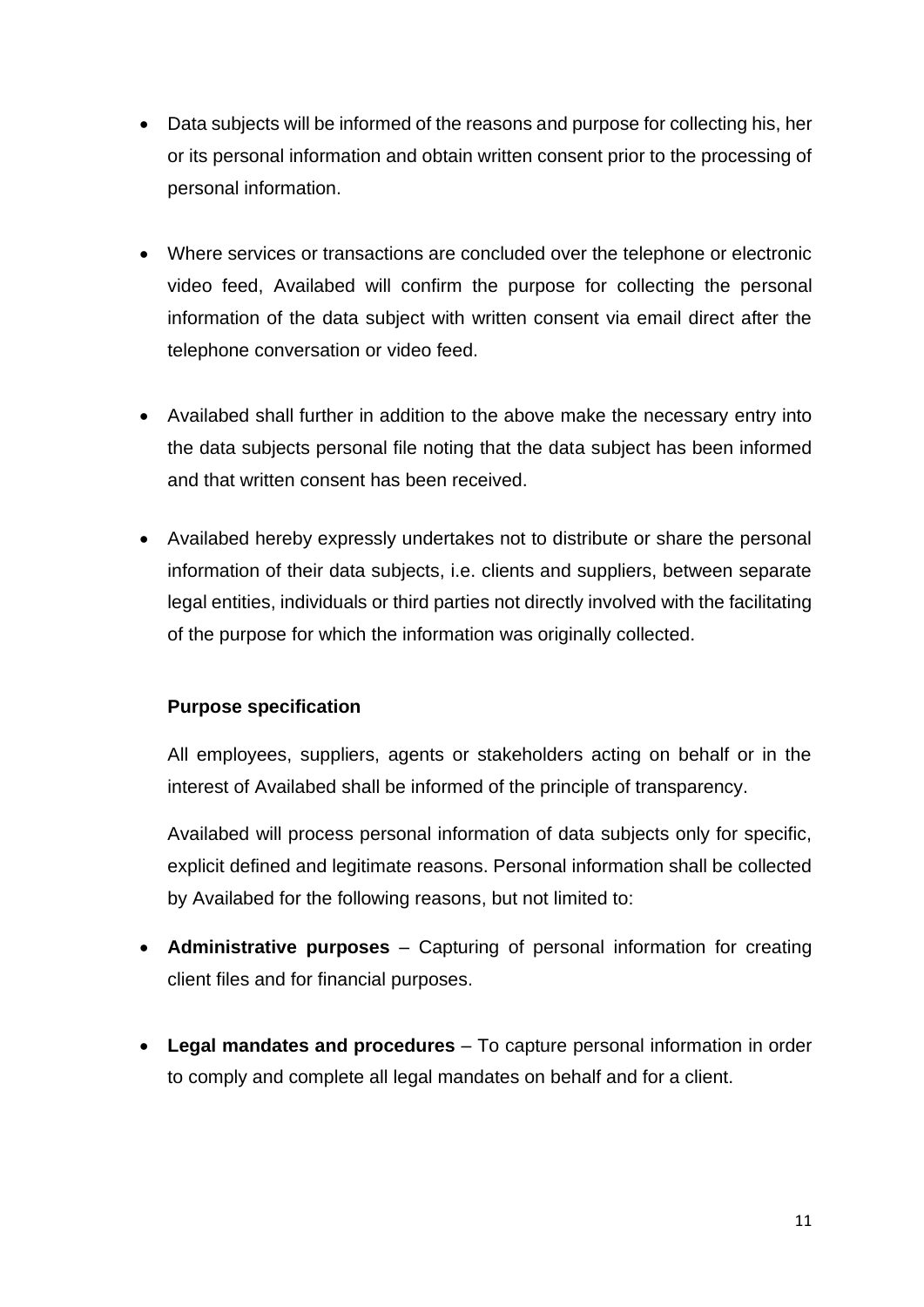- Data subjects will be informed of the reasons and purpose for collecting his, her or its personal information and obtain written consent prior to the processing of personal information.

- Where services or transactions are concluded over the telephone or electronic video feed, Availabed will confirm the purpose for collecting the personal information of the data subject with written consent via email direct after the telephone conversation or video feed.

- Availabed shall further in addition to the above make the necessary entry into the data subjects personal file noting that the data subject has been informed and that written consent has been received.

- Availabed hereby expressly undertakes not to distribute or share the personal information of their data subjects, i.e. clients and suppliers, between separate legal entities, individuals or third parties not directly involved with the facilitating of the purpose for which the information was originally collected.

**Purpose specification**

All employees, suppliers, agents or stakeholders acting on behalf or in the interest of Availabed shall be informed of the principle of transparency.

Availabed will process personal information of data subjects only for specific, explicit defined and legitimate reasons. Personal information shall be collected by Availabed for the following reasons, but not limited to:

- **Administrative purposes** – Capturing of personal information for creating client files and for financial purposes.

- **Legal mandates and procedures** – To capture personal information in order to comply and complete all legal mandates on behalf and for a client.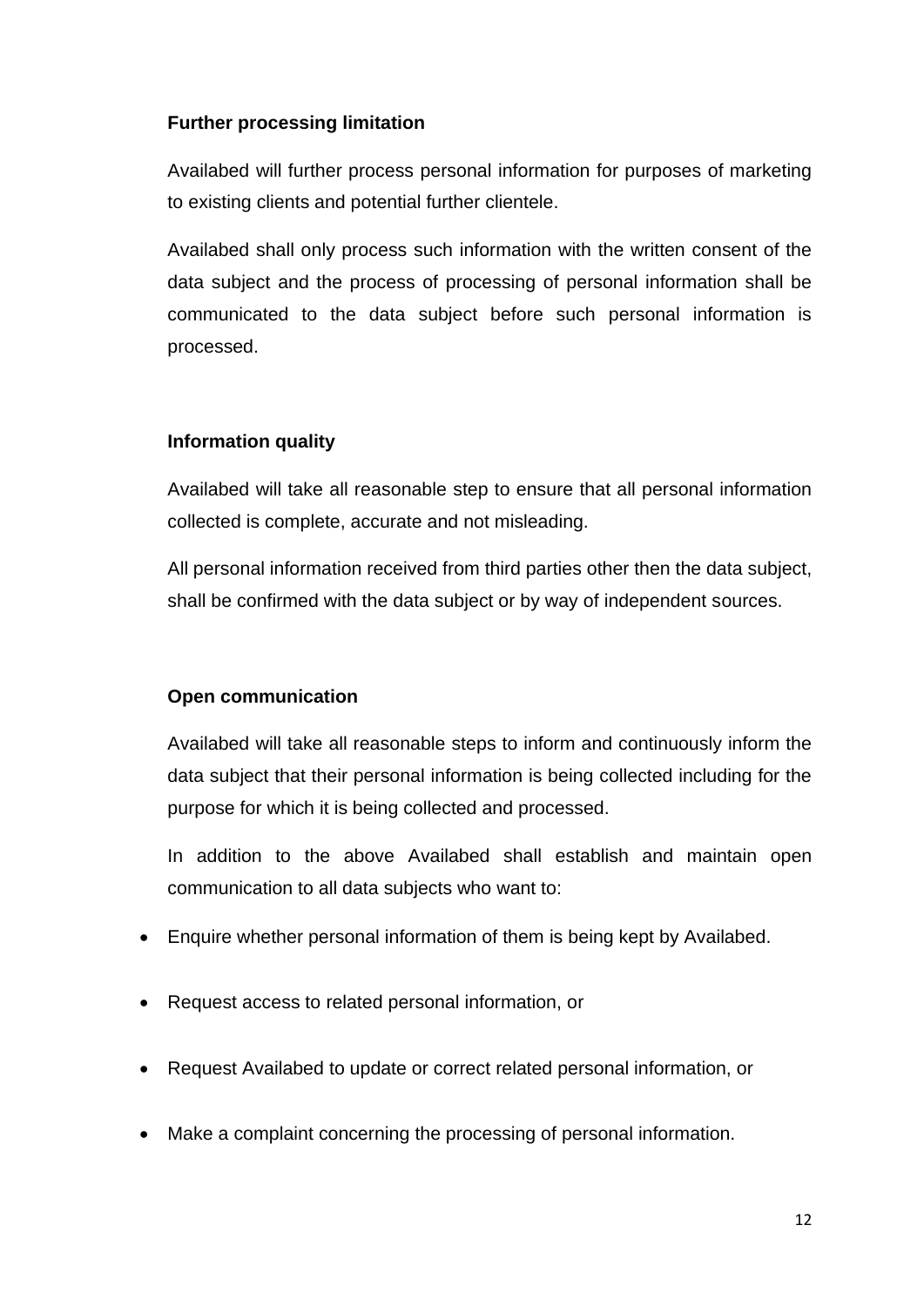**Further processing limitation**

Availabed will further process personal information for purposes of marketing to existing clients and potential further clientele.

Availabed shall only process such information with the written consent of the data subject and the process of processing of personal information shall be communicated to the data subject before such personal information is processed.

**Information quality**

Availabed will take all reasonable step to ensure that all personal information collected is complete, accurate and not misleading.

All personal information received from third parties other then the data subject, shall be confirmed with the data subject or by way of independent sources.

**Open communication**

Availabed will take all reasonable steps to inform and continuously inform the data subject that their personal information is being collected including for the purpose for which it is being collected and processed.

In addition to the above Availabed shall establish and maintain open communication to all data subjects who want to:

- Enquire whether personal information of them is being kept by Availabed.
- Request access to related personal information, or
- Request Availabed to update or correct related personal information, or
- Make a complaint concerning the processing of personal information.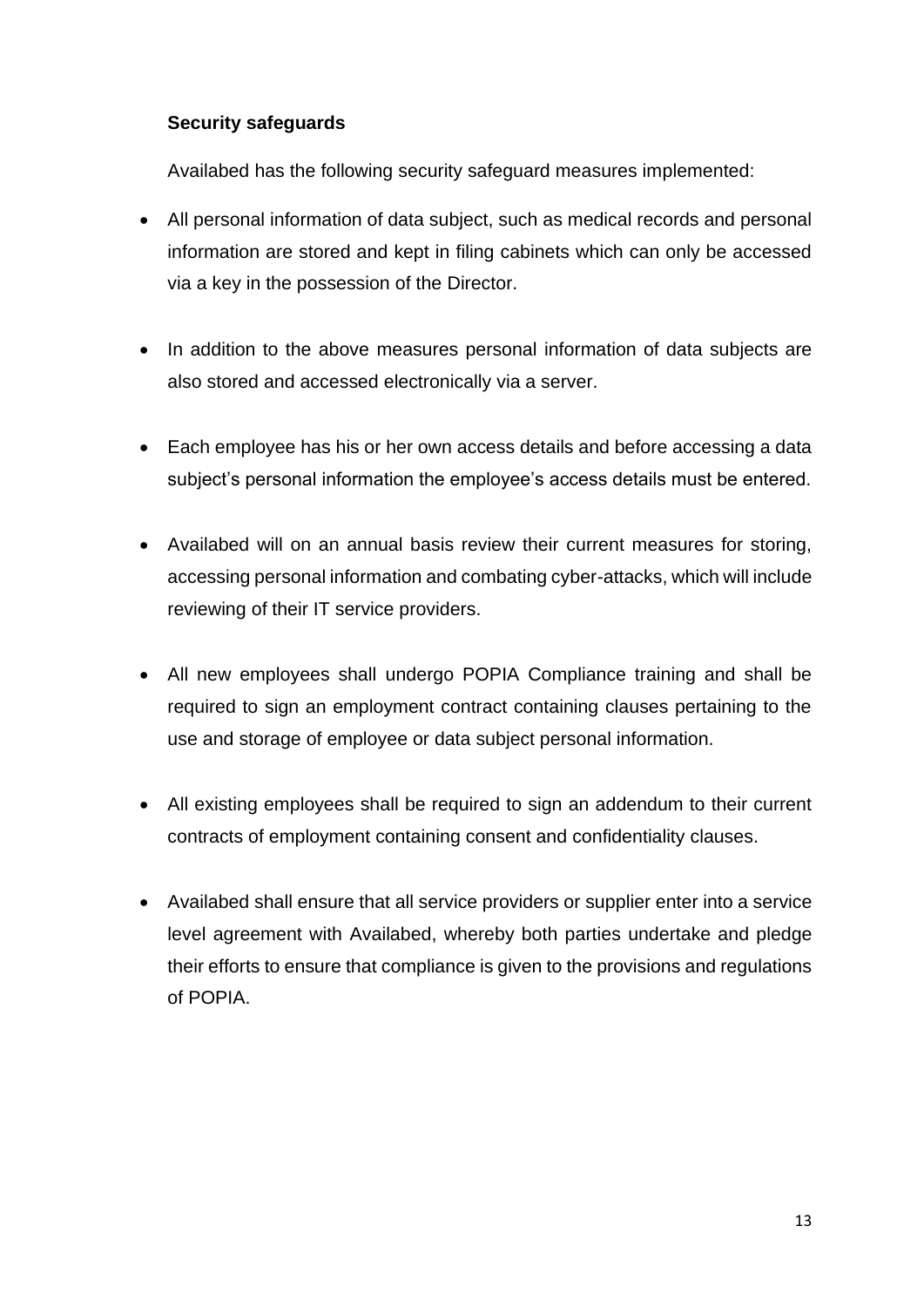**Security safeguards**

Availabed has the following security safeguard measures implemented:

- All personal information of data subject, such as medical records and personal information are stored and kept in filing cabinets which can only be accessed via a key in the possession of the Director.

- In addition to the above measures personal information of data subjects are also stored and accessed electronically via a server.

- Each employee has his or her own access details and before accessing a data subject's personal information the employee's access details must be entered.

- Availabed will on an annual basis review their current measures for storing, accessing personal information and combating cyber-attacks, which will include reviewing of their IT service providers.

- All new employees shall undergo POPIA Compliance training and shall be required to sign an employment contract containing clauses pertaining to the use and storage of employee or data subject personal information.

- All existing employees shall be required to sign an addendum to their current contracts of employment containing consent and confidentiality clauses.

- Availabed shall ensure that all service providers or supplier enter into a service level agreement with Availabed, whereby both parties undertake and pledge their efforts to ensure that compliance is given to the provisions and regulations of POPIA.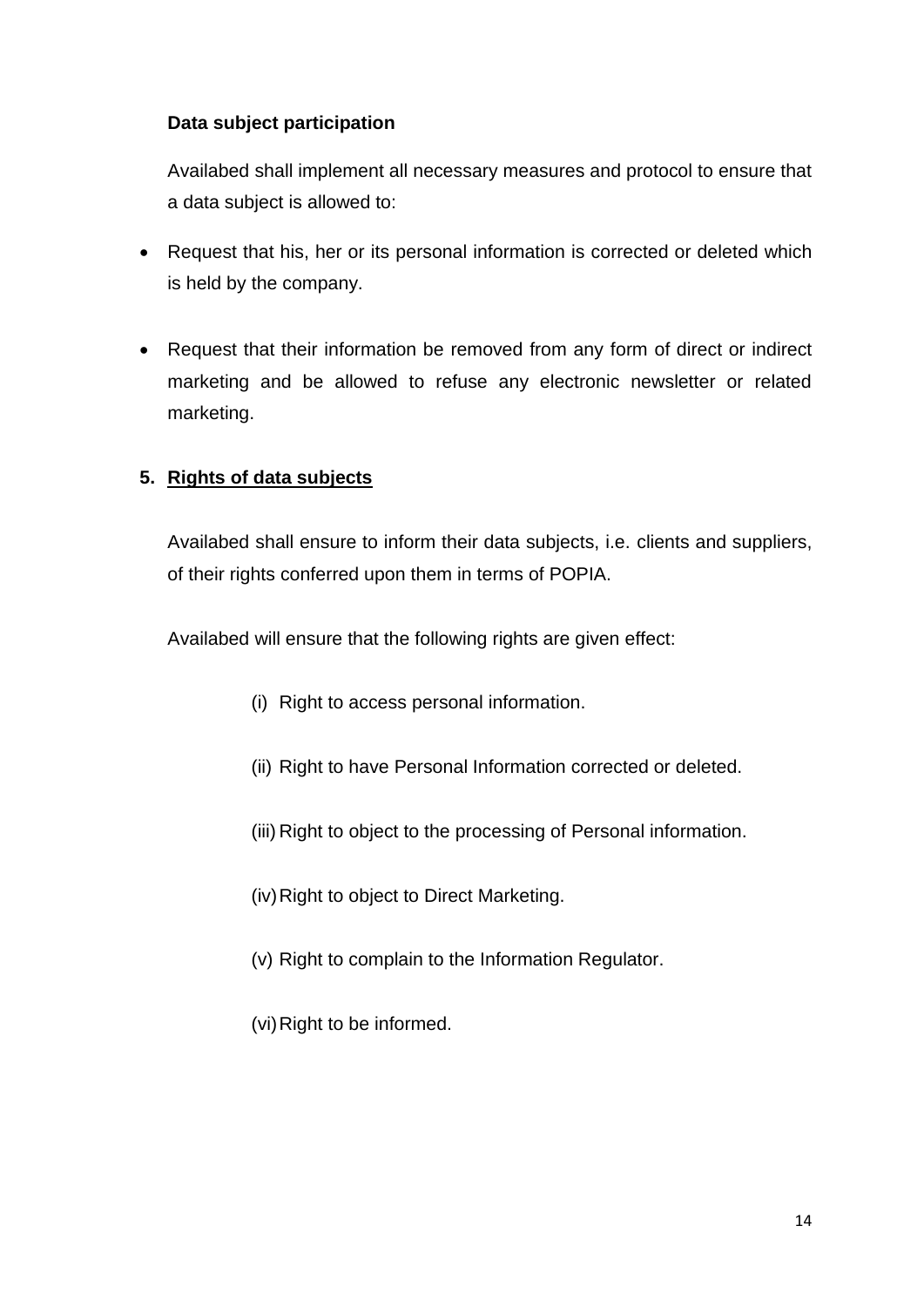**Data subject participation**

Availabed shall implement all necessary measures and protocol to ensure that a data subject is allowed to:

- Request that his, her or its personal information is corrected or deleted which is held by the company.
- Request that their information be removed from any form of direct or indirect marketing and be allowed to refuse any electronic newsletter or related marketing.

## 5. Rights of data subjects

Availabed shall ensure to inform their data subjects, i.e. clients and suppliers, of their rights conferred upon them in terms of POPIA.

Availabed will ensure that the following rights are given effect:

(i) Right to access personal information.

(ii) Right to have Personal Information corrected or deleted.

(iii) Right to object to the processing of Personal information.

(iv) Right to object to Direct Marketing.

(v) Right to complain to the Information Regulator.

(vi) Right to be informed.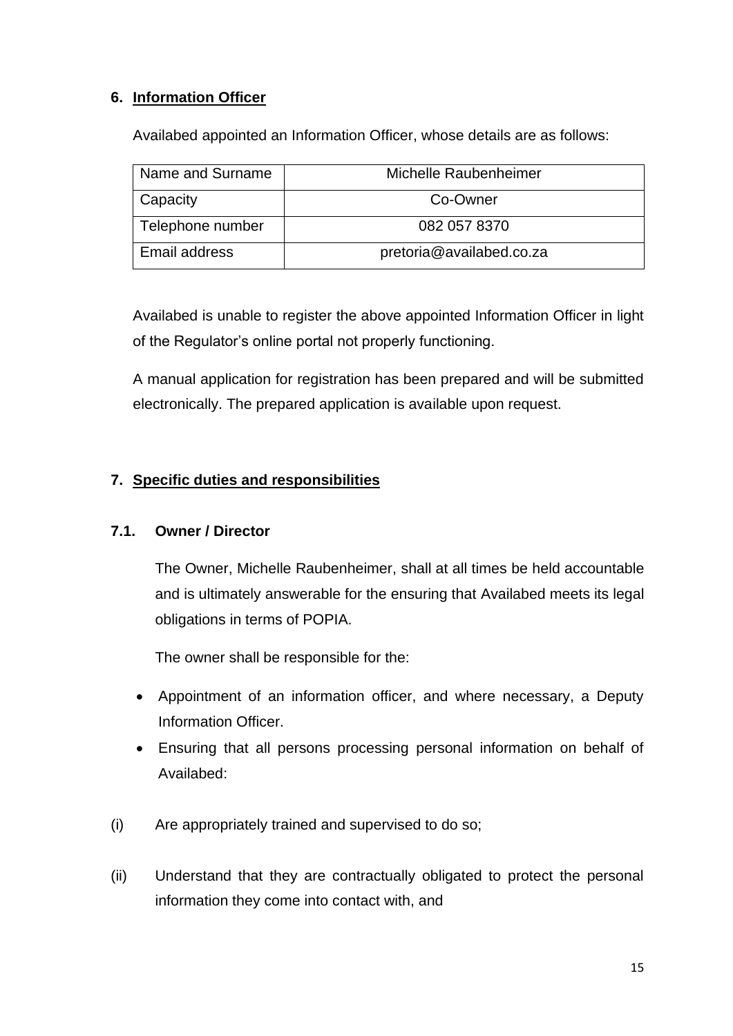## 6. Information Officer

Availabed appointed an Information Officer, whose details are as follows:

| Name and Surname | Michelle Raubenheimer |
|---|---|
| Capacity | Co-Owner |
| Telephone number | 082 057 8370 |
| Email address | pretoria@availabed.co.za |

Availabed is unable to register the above appointed Information Officer in light of the Regulator's online portal not properly functioning.

A manual application for registration has been prepared and will be submitted electronically. The prepared application is available upon request.

## 7. Specific duties and responsibilities

### 7.1. Owner / Director

The Owner, Michelle Raubenheimer, shall at all times be held accountable and is ultimately answerable for the ensuring that Availabed meets its legal obligations in terms of POPIA.

The owner shall be responsible for the:

- Appointment of an information officer, and where necessary, a Deputy Information Officer.
- Ensuring that all persons processing personal information on behalf of Availabed:

(i) Are appropriately trained and supervised to do so;

(ii) Understand that they are contractually obligated to protect the personal information they come into contact with, and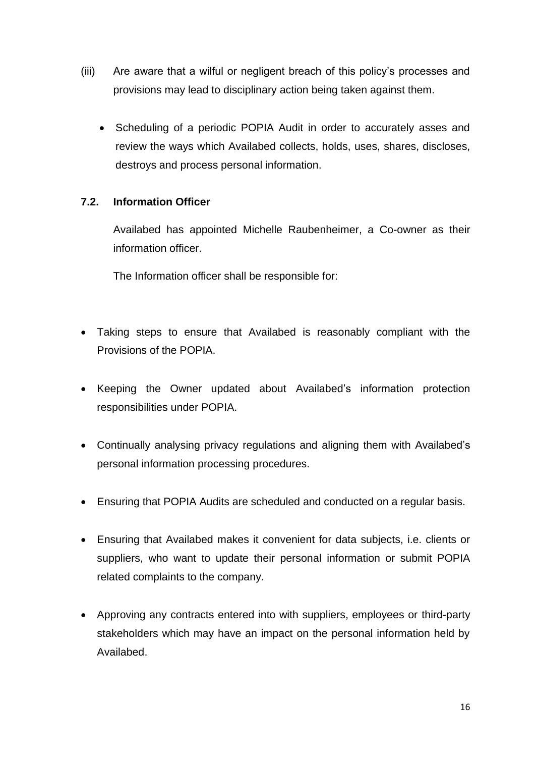(iii) Are aware that a wilful or negligent breach of this policy's processes and provisions may lead to disciplinary action being taken against them.

- Scheduling of a periodic POPIA Audit in order to accurately asses and review the ways which Availabed collects, holds, uses, shares, discloses, destroys and process personal information.

### 7.2. Information Officer

Availabed has appointed Michelle Raubenheimer, a Co-owner as their information officer.

The Information officer shall be responsible for:

- Taking steps to ensure that Availabed is reasonably compliant with the Provisions of the POPIA.
- Keeping the Owner updated about Availabed's information protection responsibilities under POPIA.
- Continually analysing privacy regulations and aligning them with Availabed's personal information processing procedures.
- Ensuring that POPIA Audits are scheduled and conducted on a regular basis.
- Ensuring that Availabed makes it convenient for data subjects, i.e. clients or suppliers, who want to update their personal information or submit POPIA related complaints to the company.
- Approving any contracts entered into with suppliers, employees or third-party stakeholders which may have an impact on the personal information held by Availabed.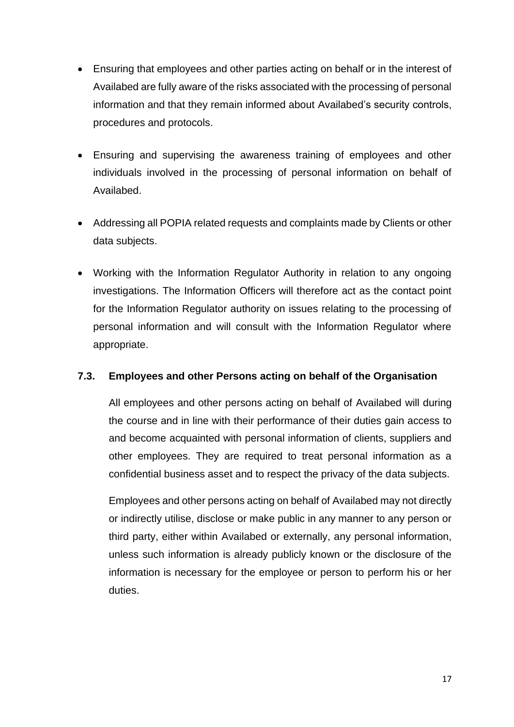- Ensuring that employees and other parties acting on behalf or in the interest of Availabed are fully aware of the risks associated with the processing of personal information and that they remain informed about Availabed's security controls, procedures and protocols.
- Ensuring and supervising the awareness training of employees and other individuals involved in the processing of personal information on behalf of Availabed.
- Addressing all POPIA related requests and complaints made by Clients or other data subjects.
- Working with the Information Regulator Authority in relation to any ongoing investigations. The Information Officers will therefore act as the contact point for the Information Regulator authority on issues relating to the processing of personal information and will consult with the Information Regulator where appropriate.

### 7.3. Employees and other Persons acting on behalf of the Organisation

All employees and other persons acting on behalf of Availabed will during the course and in line with their performance of their duties gain access to and become acquainted with personal information of clients, suppliers and other employees. They are required to treat personal information as a confidential business asset and to respect the privacy of the data subjects.

Employees and other persons acting on behalf of Availabed may not directly or indirectly utilise, disclose or make public in any manner to any person or third party, either within Availabed or externally, any personal information, unless such information is already publicly known or the disclosure of the information is necessary for the employee or person to perform his or her duties.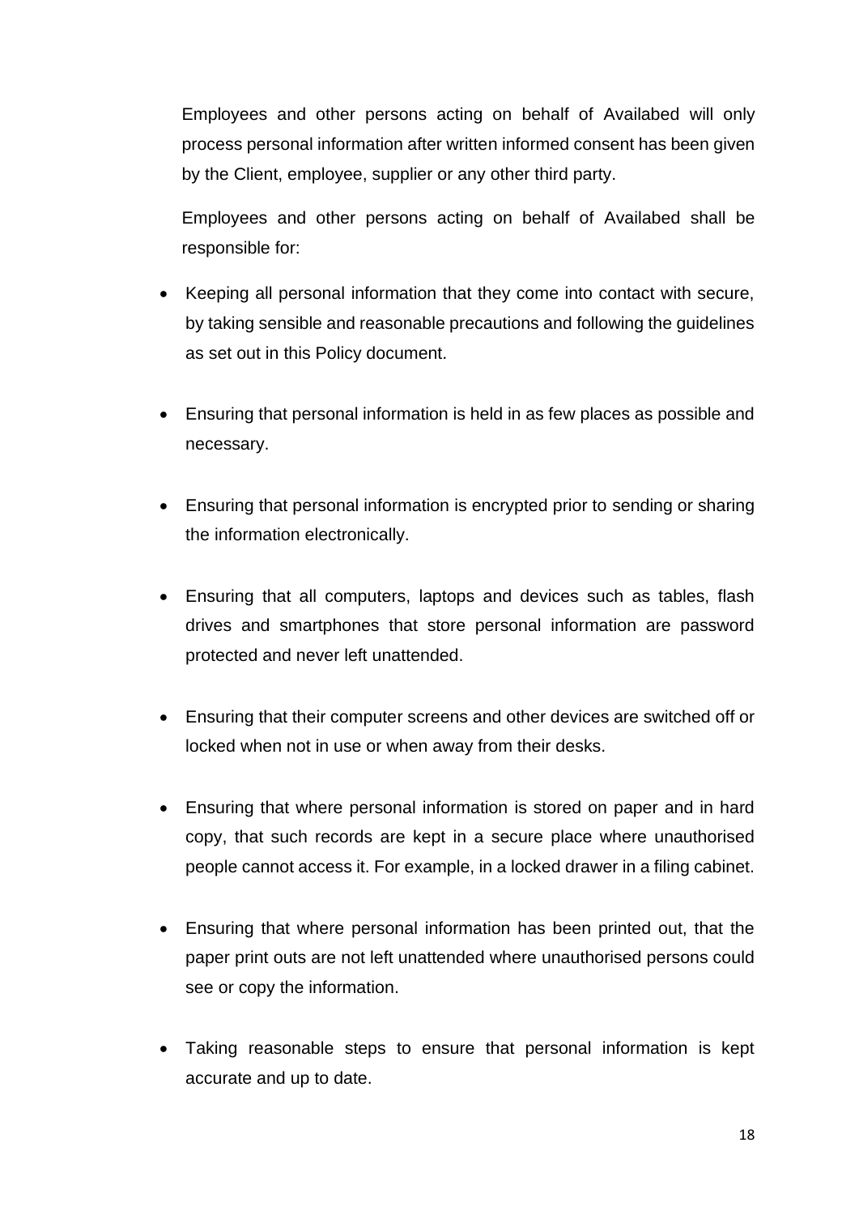Employees and other persons acting on behalf of Availabed will only process personal information after written informed consent has been given by the Client, employee, supplier or any other third party.

Employees and other persons acting on behalf of Availabed shall be responsible for:

- Keeping all personal information that they come into contact with secure, by taking sensible and reasonable precautions and following the guidelines as set out in this Policy document.

- Ensuring that personal information is held in as few places as possible and necessary.

- Ensuring that personal information is encrypted prior to sending or sharing the information electronically.

- Ensuring that all computers, laptops and devices such as tables, flash drives and smartphones that store personal information are password protected and never left unattended.

- Ensuring that their computer screens and other devices are switched off or locked when not in use or when away from their desks.

- Ensuring that where personal information is stored on paper and in hard copy, that such records are kept in a secure place where unauthorised people cannot access it. For example, in a locked drawer in a filing cabinet.

- Ensuring that where personal information has been printed out, that the paper print outs are not left unattended where unauthorised persons could see or copy the information.

- Taking reasonable steps to ensure that personal information is kept accurate and up to date.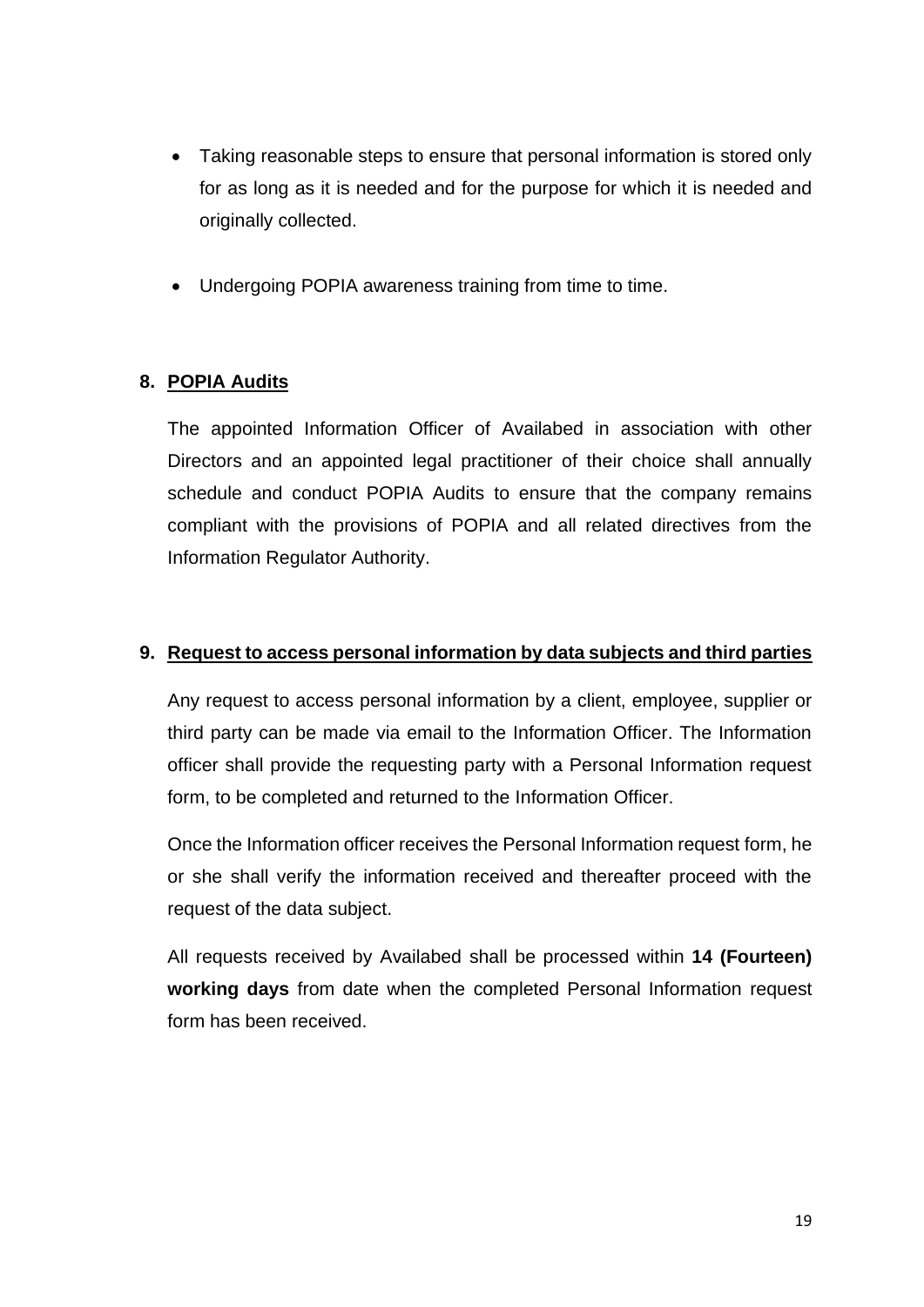- Taking reasonable steps to ensure that personal information is stored only for as long as it is needed and for the purpose for which it is needed and originally collected.

- Undergoing POPIA awareness training from time to time.

## 8. POPIA Audits

The appointed Information Officer of Availabed in association with other Directors and an appointed legal practitioner of their choice shall annually schedule and conduct POPIA Audits to ensure that the company remains compliant with the provisions of POPIA and all related directives from the Information Regulator Authority.

## 9. Request to access personal information by data subjects and third parties

Any request to access personal information by a client, employee, supplier or third party can be made via email to the Information Officer. The Information officer shall provide the requesting party with a Personal Information request form, to be completed and returned to the Information Officer.

Once the Information officer receives the Personal Information request form, he or she shall verify the information received and thereafter proceed with the request of the data subject.

All requests received by Availabed shall be processed within **14 (Fourteen) working days** from date when the completed Personal Information request form has been received.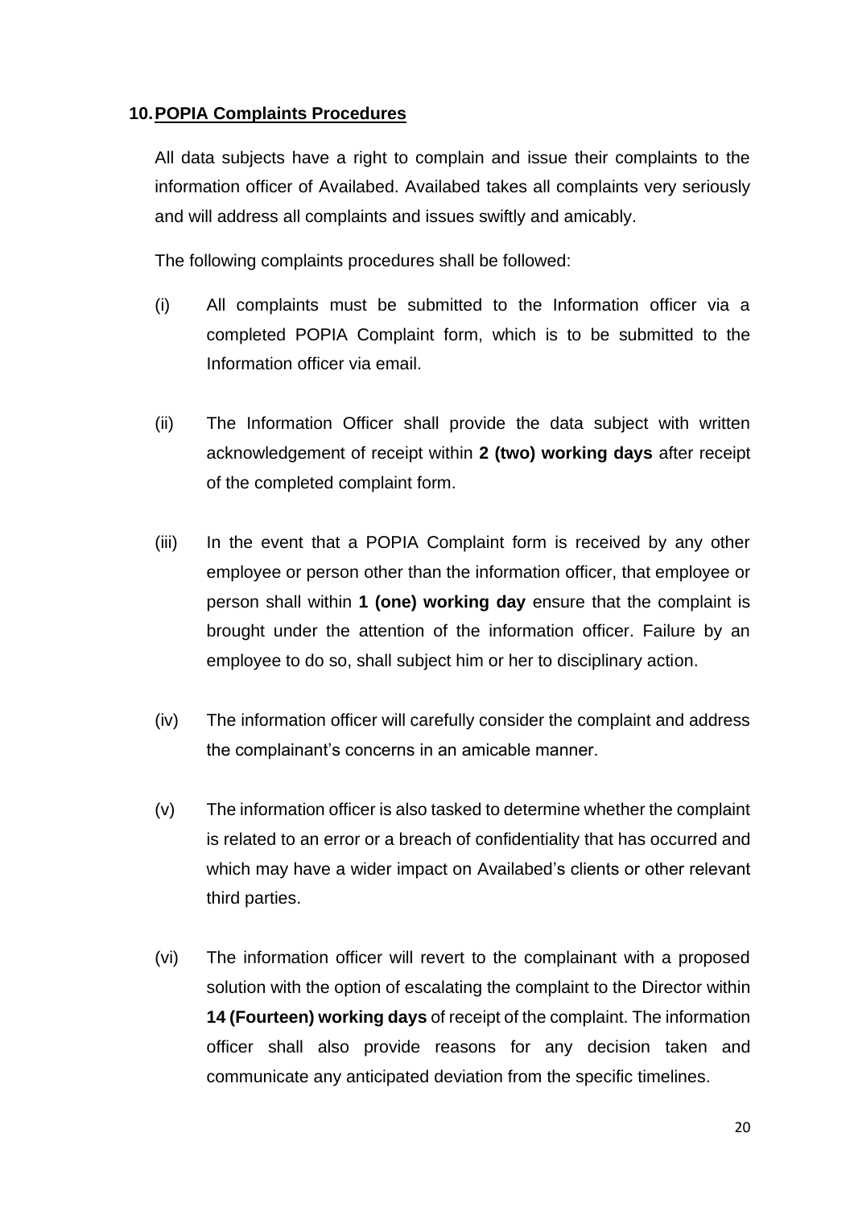## 10. POPIA Complaints Procedures

All data subjects have a right to complain and issue their complaints to the information officer of Availabed. Availabed takes all complaints very seriously and will address all complaints and issues swiftly and amicably.

The following complaints procedures shall be followed:

(i) All complaints must be submitted to the Information officer via a completed POPIA Complaint form, which is to be submitted to the Information officer via email.

(ii) The Information Officer shall provide the data subject with written acknowledgement of receipt within **2 (two) working days** after receipt of the completed complaint form.

(iii) In the event that a POPIA Complaint form is received by any other employee or person other than the information officer, that employee or person shall within **1 (one) working day** ensure that the complaint is brought under the attention of the information officer. Failure by an employee to do so, shall subject him or her to disciplinary action.

(iv) The information officer will carefully consider the complaint and address the complainant's concerns in an amicable manner.

(v) The information officer is also tasked to determine whether the complaint is related to an error or a breach of confidentiality that has occurred and which may have a wider impact on Availabed's clients or other relevant third parties.

(vi) The information officer will revert to the complainant with a proposed solution with the option of escalating the complaint to the Director within **14 (Fourteen) working days** of receipt of the complaint. The information officer shall also provide reasons for any decision taken and communicate any anticipated deviation from the specific timelines.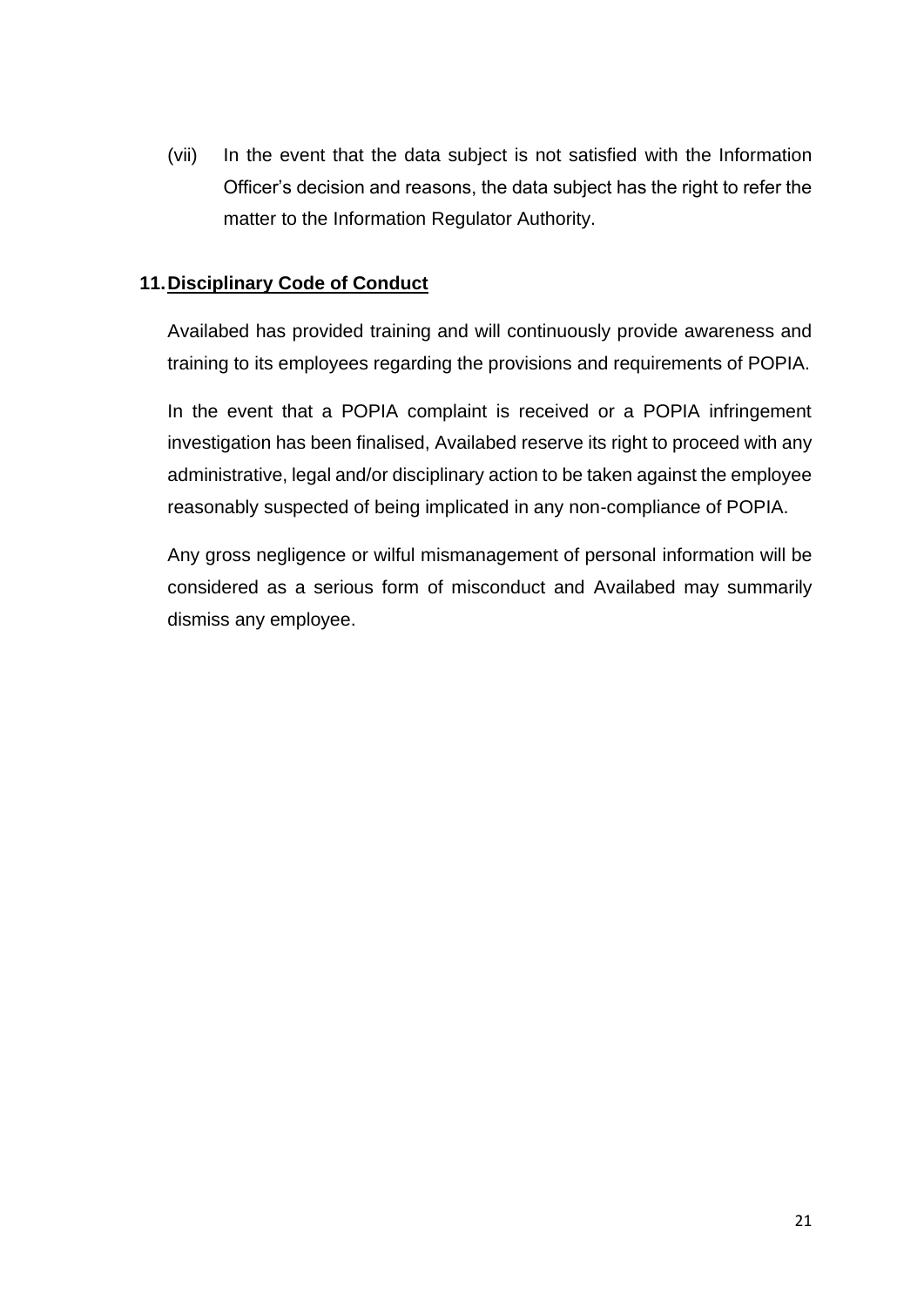(vii) In the event that the data subject is not satisfied with the Information Officer's decision and reasons, the data subject has the right to refer the matter to the Information Regulator Authority.

## 11. Disciplinary Code of Conduct

Availabed has provided training and will continuously provide awareness and training to its employees regarding the provisions and requirements of POPIA.

In the event that a POPIA complaint is received or a POPIA infringement investigation has been finalised, Availabed reserve its right to proceed with any administrative, legal and/or disciplinary action to be taken against the employee reasonably suspected of being implicated in any non-compliance of POPIA.

Any gross negligence or wilful mismanagement of personal information will be considered as a serious form of misconduct and Availabed may summarily dismiss any employee.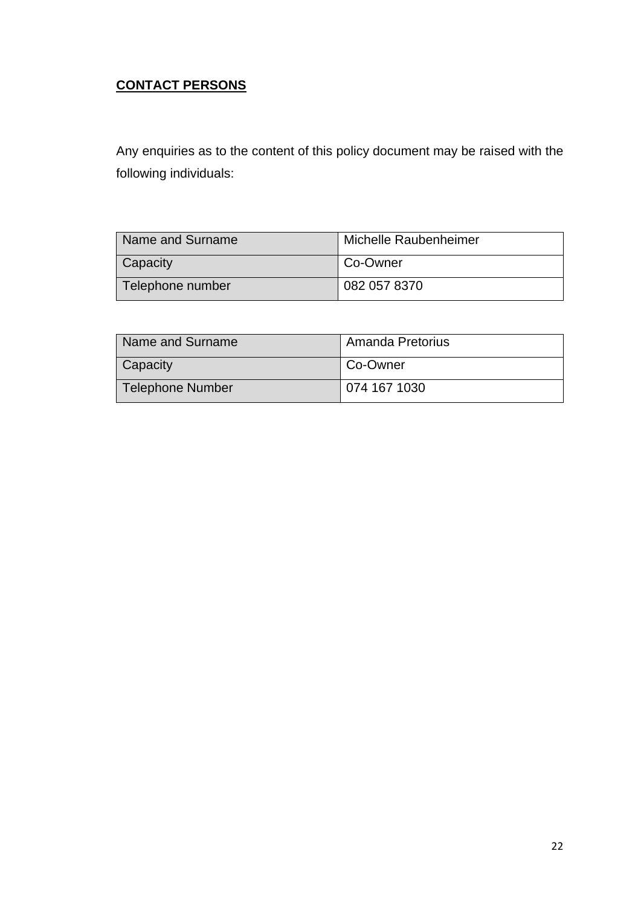**CONTACT PERSONS**

Any enquiries as to the content of this policy document may be raised with the following individuals:

| | |
|---|---|
| Name and Surname | Michelle Raubenheimer |
| Capacity | Co-Owner |
| Telephone number | 082 057 8370 |

| | |
|---|---|
| Name and Surname | Amanda Pretorius |
| Capacity | Co-Owner |
| Telephone Number | 074 167 1030 |